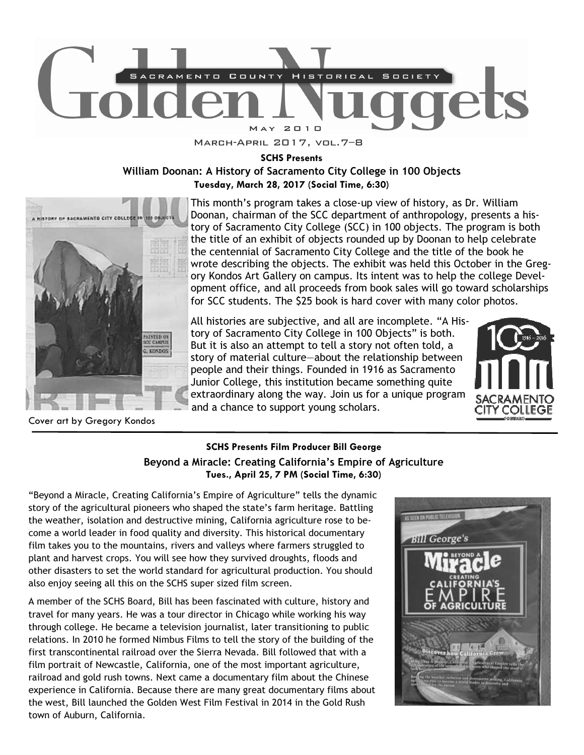# Golden Nuggets

Sacramento County Historical Society

March-April 2017, vol.7–8

### SCHS Presents

## William Doonan: A History of Sacramento City College in 100 Objects

**Tuesday, March 28, 2017 (Social Time, 6:30)**

Cover art by Gregory Kondos

This month's program takes a close-up view of history, as Dr. William Doonan, chairman of the SCC department of anthropology, presents a history of Sacramento City College (SCC) in 100 objects. The program is both the title of an exhibit of objects rounded up by Doonan to help celebrate the centennial of Sacramento City College and the title of the book he wrote describing the objects. The exhibit was held this October in the Gregory Kondos Art Gallery on campus. Its intent was to help the college Development office, and all proceeds from book sales will go toward scholarships for SCC students. The $25 book is hard cover with many color photos.

All histories are subjective, and all are incomplete. "A History of Sacramento City College in 100 Objects" is both. But it is also an attempt to tell a story not often told, a story of material culture—about the relationship between people and their things. Founded in 1916 as Sacramento Junior College, this institution became something quite extraordinary along the way. Join us for a unique program and a chance to support young scholars.

---

### SCHS Presents Film Producer Bill George

## Beyond a Miracle: Creating California's Empire of Agriculture

**Tues., April 25, 7 PM (Social Time, 6:30)**

"Beyond a Miracle, Creating California's Empire of Agriculture" tells the dynamic story of the agricultural pioneers who shaped the state's farm heritage. Battling the weather, isolation and destructive mining, California agriculture rose to become a world leader in food quality and diversity. This historical documentary film takes you to the mountains, rivers and valleys where farmers struggled to plant and harvest crops. You will see how they survived droughts, floods and other disasters to set the world standard for agricultural production. You should also enjoy seeing all this on the SCHS super sized film screen.

A member of the SCHS Board, Bill has been fascinated with culture, history and travel for many years. He was a tour director in Chicago while working his way through college. He became a television journalist, later transitioning to public relations. In 2010 he formed Nimbus Films to tell the story of the building of the first transcontinental railroad over the Sierra Nevada. Bill followed that with a film portrait of Newcastle, California, one of the most important agriculture, railroad and gold rush towns. Next came a documentary film about the Chinese experience in California. Because there are many great documentary films about the west, Bill launched the Golden West Film Festival in 2014 in the Gold Rush town of Auburn, California.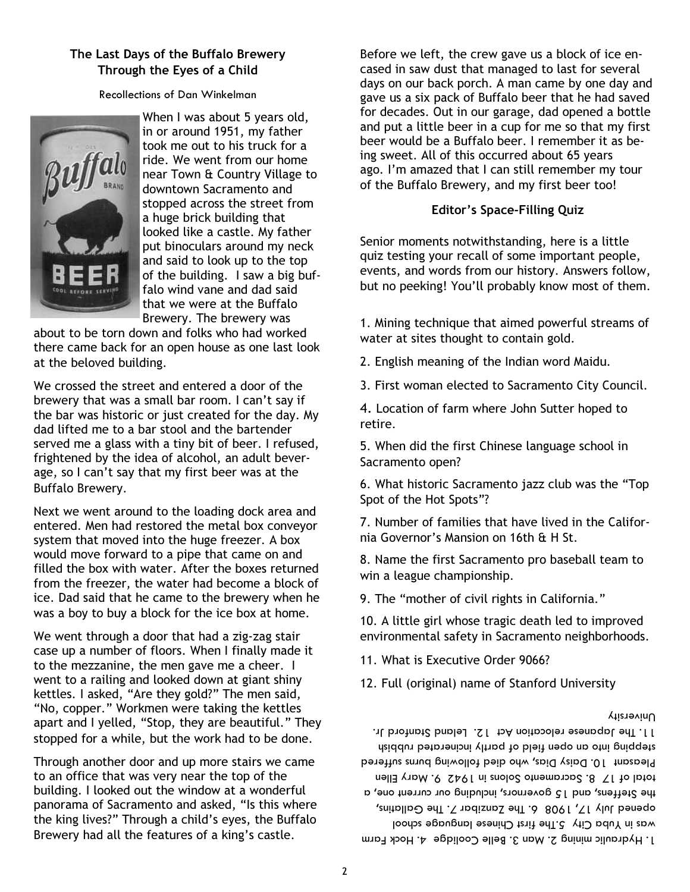**The Last Days of the Buffalo Brewery Through the Eyes of a Child**

Recollections of Dan Winkelman

When I was about 5 years old, in or around 1951, my father took me out to his truck for a ride. We went from our home near Town & Country Village to downtown Sacramento and stopped across the street from a huge brick building that looked like a castle. My father put binoculars around my neck and said to look up to the top of the building. I saw a big buffalo wind vane and dad said that we were at the Buffalo Brewery. The brewery was about to be torn down and folks who had worked there came back for an open house as one last look at the beloved building.

We crossed the street and entered a door of the brewery that was a small bar room. I can't say if the bar was historic or just created for the day. My dad lifted me to a bar stool and the bartender served me a glass with a tiny bit of beer. I refused, frightened by the idea of alcohol, an adult beverage, so I can't say that my first beer was at the Buffalo Brewery.

Next we went around to the loading dock area and entered. Men had restored the metal box conveyor system that moved into the huge freezer. A box would move forward to a pipe that came on and filled the box with water. After the boxes returned from the freezer, the water had become a block of ice. Dad said that he came to the brewery when he was a boy to buy a block for the ice box at home.

We went through a door that had a zig-zag stair case up a number of floors. When I finally made it to the mezzanine, the men gave me a cheer. I went to a railing and looked down at giant shiny kettles. I asked, "Are they gold?" The men said, "No, copper." Workmen were taking the kettles apart and I yelled, "Stop, they are beautiful." They stopped for a while, but the work had to be done.

Through another door and up more stairs we came to an office that was very near the top of the building. I looked out the window at a wonderful panorama of Sacramento and asked, "Is this where the king lives?" Through a child's eyes, the Buffalo Brewery had all the features of a king's castle.

Before we left, the crew gave us a block of ice encased in saw dust that managed to last for several days on our back porch. A man came by one day and gave us a six pack of Buffalo beer that he had saved for decades. Out in our garage, dad opened a bottle and put a little beer in a cup for me so that my first beer would be a Buffalo beer. I remember it as being sweet. All of this occurred about 65 years ago. I'm amazed that I can still remember my tour of the Buffalo Brewery, and my first beer too!

**Editor's Space-Filling Quiz**

Senior moments notwithstanding, here is a little quiz testing your recall of some important people, events, and words from our history. Answers follow, but no peeking! You'll probably know most of them.

1. Mining technique that aimed powerful streams of water at sites thought to contain gold.

2. English meaning of the Indian word Maidu.

3. First woman elected to Sacramento City Council.

4. Location of farm where John Sutter hoped to retire.

5. When did the first Chinese language school in Sacramento open?

6. What historic Sacramento jazz club was the "Top Spot of the Hot Spots"?

7. Number of families that have lived in the California Governor's Mansion on 16th & H St.

8. Name the first Sacramento pro baseball team to win a league championship.

9. The "mother of civil rights in California."

10. A little girl whose tragic death led to improved environmental safety in Sacramento neighborhoods.

11. What is Executive Order 9066?

12. Full (original) name of Stanford University

1. Hydraulic mining 2. Man 3. Belle Coolidge 4. Hock Farm was in Yuba City 5.The first Chinese language school opened July 17, 1908 6. The Zanzibar 7. The Gallatins, the Steffens, and 15 governors, including our current one, a total of 17 8. Sacramento Solons in 1942 9. Mary Ellen Pleasant 10. Daisy Dias, who died following burns suffered stepping into an open field of partly incinerated rubbish 11. The Japanese relocation Act 12. Leland Stanford Jr. University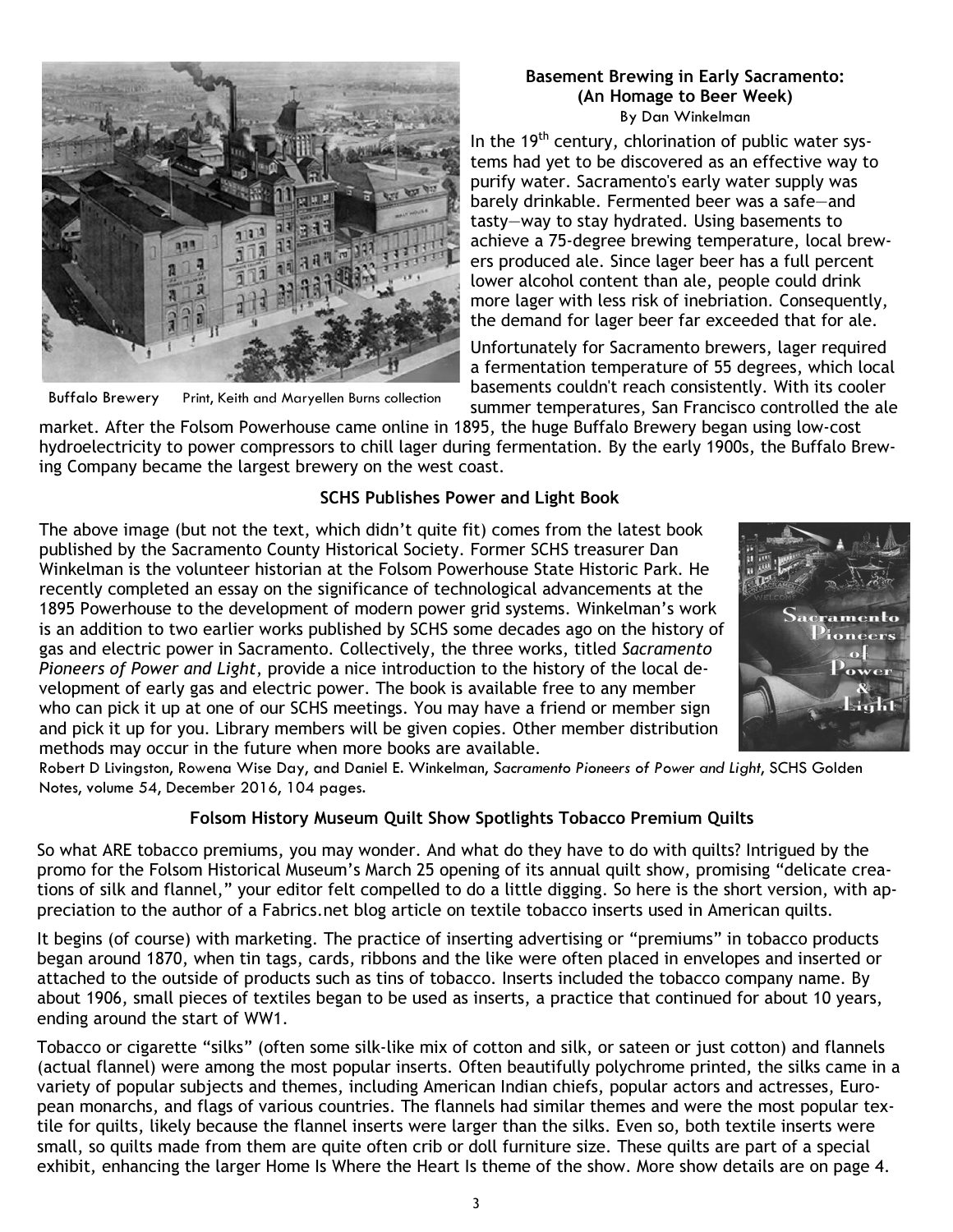### Basement Brewing in Early Sacramento: (An Homage to Beer Week)

By Dan Winkelman

In the 19th century, chlorination of public water systems had yet to be discovered as an effective way to purify water. Sacramento's early water supply was barely drinkable. Fermented beer was a safe—and tasty—way to stay hydrated. Using basements to achieve a 75-degree brewing temperature, local brewers produced ale. Since lager beer has a full percent lower alcohol content than ale, people could drink more lager with less risk of inebriation. Consequently, the demand for lager beer far exceeded that for ale.

Unfortunately for Sacramento brewers, lager required a fermentation temperature of 55 degrees, which local basements couldn't reach consistently. With its cooler summer temperatures, San Francisco controlled the ale market. After the Folsom Powerhouse came online in 1895, the huge Buffalo Brewery began using low-cost hydroelectricity to power compressors to chill lager during fermentation. By the early 1900s, the Buffalo Brewing Company became the largest brewery on the west coast.

Buffalo Brewery    Print, Keith and Maryellen Burns collection

### SCHS Publishes Power and Light Book

The above image (but not the text, which didn't quite fit) comes from the latest book published by the Sacramento County Historical Society. Former SCHS treasurer Dan Winkelman is the volunteer historian at the Folsom Powerhouse State Historic Park. He recently completed an essay on the significance of technological advancements at the 1895 Powerhouse to the development of modern power grid systems. Winkelman's work is an addition to two earlier works published by SCHS some decades ago on the history of gas and electric power in Sacramento. Collectively, the three works, titled *Sacramento Pioneers of Power and Light*, provide a nice introduction to the history of the local development of early gas and electric power. The book is available free to any member who can pick it up at one of our SCHS meetings. You may have a friend or member sign and pick it up for you. Library members will be given copies. Other member distribution methods may occur in the future when more books are available.

Robert D Livingston, Rowena Wise Day, and Daniel E. Winkelman, *Sacramento Pioneers of Power and Light*, SCHS Golden Notes, volume 54, December 2016, 104 pages.

### Folsom History Museum Quilt Show Spotlights Tobacco Premium Quilts

So what ARE tobacco premiums, you may wonder. And what do they have to do with quilts? Intrigued by the promo for the Folsom Historical Museum's March 25 opening of its annual quilt show, promising "delicate creations of silk and flannel," your editor felt compelled to do a little digging. So here is the short version, with appreciation to the author of a Fabrics.net blog article on textile tobacco inserts used in American quilts.

It begins (of course) with marketing. The practice of inserting advertising or "premiums" in tobacco products began around 1870, when tin tags, cards, ribbons and the like were often placed in envelopes and inserted or attached to the outside of products such as tins of tobacco. Inserts included the tobacco company name. By about 1906, small pieces of textiles began to be used as inserts, a practice that continued for about 10 years, ending around the start of WW1.

Tobacco or cigarette "silks" (often some silk-like mix of cotton and silk, or sateen or just cotton) and flannels (actual flannel) were among the most popular inserts. Often beautifully polychrome printed, the silks came in a variety of popular subjects and themes, including American Indian chiefs, popular actors and actresses, European monarchs, and flags of various countries. The flannels had similar themes and were the most popular textile for quilts, likely because the flannel inserts were larger than the silks. Even so, both textile inserts were small, so quilts made from them are quite often crib or doll furniture size. These quilts are part of a special exhibit, enhancing the larger Home Is Where the Heart Is theme of the show. More show details are on page 4.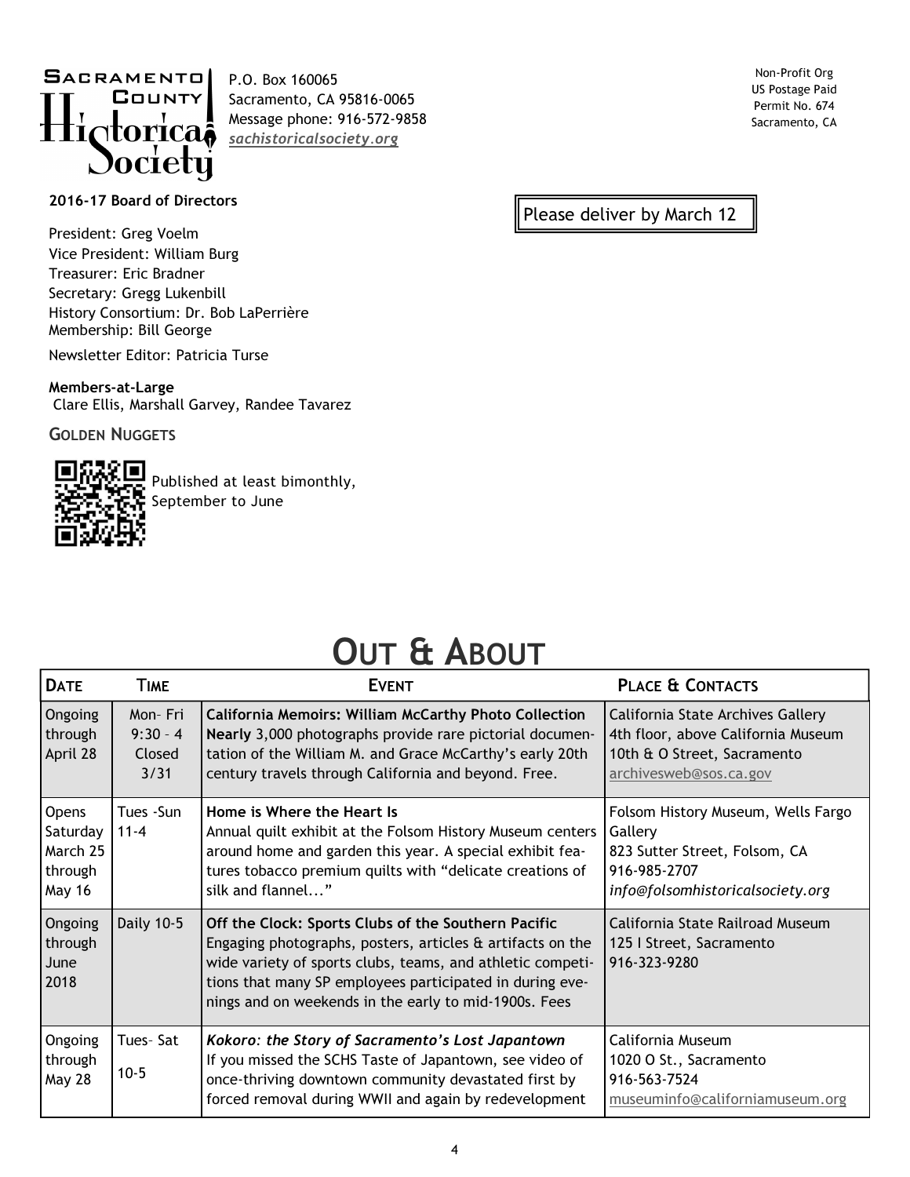SACRAMENTO COUNTY Historical Society

P.O. Box 160065
Sacramento, CA 95816-0065
Message phone: 916-572-9858
*sachistoricalsociety.org*

Non-Profit Org
US Postage Paid
Permit No. 674
Sacramento, CA

**2016-17 Board of Directors**

President: Greg Voelm
Vice President: William Burg
Treasurer: Eric Bradner
Secretary: Gregg Lukenbill
History Consortium: Dr. Bob LaPerrière
Membership: Bill George

Newsletter Editor: Patricia Turse

**Members-at-Large**
Clare Ellis, Marshall Garvey, Randee Tavarez

Please deliver by March 12

**GOLDEN NUGGETS**

Published at least bimonthly, September to June

# OUT & ABOUT

| DATE | TIME | EVENT | PLACE & CONTACTS |
|---|---|---|---|
| Ongoing through April 28 | Mon- Fri 9:30 – 4 Closed 3/31 | **California Memoirs: William McCarthy Photo Collection** **Nearly** 3,000 photographs provide rare pictorial documentation of the William M. and Grace McCarthy's early 20th century travels through California and beyond. Free. | California State Archives Gallery 4th floor, above California Museum 10th & O Street, Sacramento archivesweb@sos.ca.gov |
| Opens Saturday March 25 through May 16 | Tues -Sun 11-4 | **Home is Where the Heart Is** Annual quilt exhibit at the Folsom History Museum centers around home and garden this year. A special exhibit features tobacco premium quilts with "delicate creations of silk and flannel..." | Folsom History Museum, Wells Fargo Gallery 823 Sutter Street, Folsom, CA 916-985-2707 *info@folsomhistoricalsociety.org* |
| Ongoing through June 2018 | Daily 10-5 | **Off the Clock: Sports Clubs of the Southern Pacific** Engaging photographs, posters, articles & artifacts on the wide variety of sports clubs, teams, and athletic competitions that many SP employees participated in during evenings and on weekends in the early to mid-1900s. Fees | California State Railroad Museum 125 I Street, Sacramento 916-323-9280 |
| Ongoing through May 28 | Tues- Sat 10-5 | ***Kokoro: the Story of Sacramento's Lost Japantown*** If you missed the SCHS Taste of Japantown, see video of once-thriving downtown community devastated first by forced removal during WWII and again by redevelopment | California Museum 1020 O St., Sacramento 916-563-7524 museuminfo@californiamuseum.org |